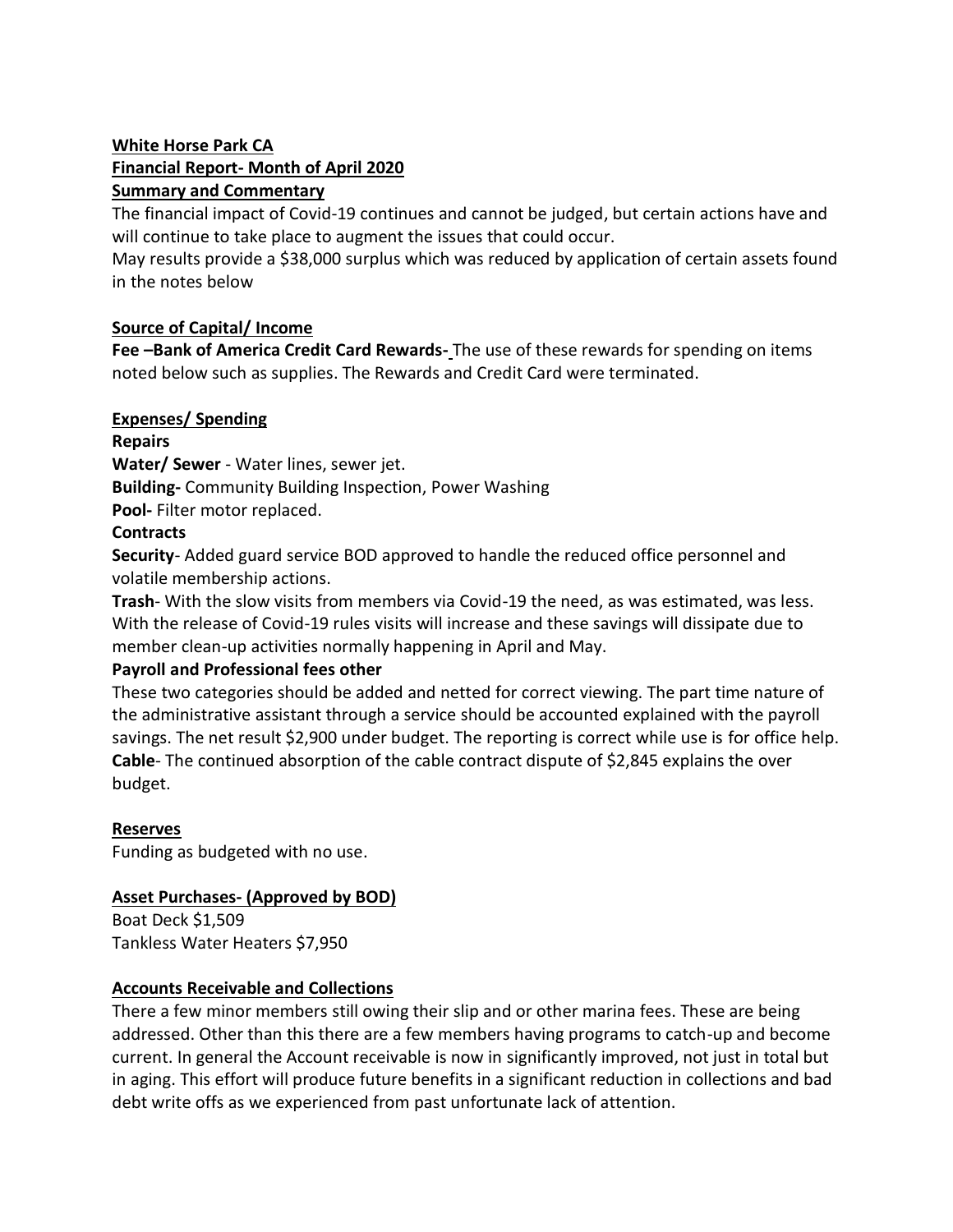**White Horse Park CA**
**Financial Report- Month of April 2020**
**Summary and Commentary**

The financial impact of Covid-19 continues and cannot be judged, but certain actions have and will continue to take place to augment the issues that could occur.
May results provide a $38,000 surplus which was reduced by application of certain assets found in the notes below

**Source of Capital/ Income**

**Fee –Bank of America Credit Card Rewards-** The use of these rewards for spending on items noted below such as supplies. The Rewards and Credit Card were terminated.

**Expenses/ Spending**

**Repairs**

**Water/ Sewer** - Water lines, sewer jet.
**Building-** Community Building Inspection, Power Washing
**Pool-** Filter motor replaced.

**Contracts**

**Security**- Added guard service BOD approved to handle the reduced office personnel and volatile membership actions.
**Trash**- With the slow visits from members via Covid-19 the need, as was estimated, was less. With the release of Covid-19 rules visits will increase and these savings will dissipate due to member clean-up activities normally happening in April and May.

**Payroll and Professional fees other**

These two categories should be added and netted for correct viewing. The part time nature of the administrative assistant through a service should be accounted explained with the payroll savings. The net result $2,900 under budget. The reporting is correct while use is for office help.
**Cable**- The continued absorption of the cable contract dispute of $2,845 explains the over budget.

**Reserves**

Funding as budgeted with no use.

**Asset Purchases- (Approved by BOD)**

Boat Deck $1,509
Tankless Water Heaters $7,950

**Accounts Receivable and Collections**

There a few minor members still owing their slip and or other marina fees. These are being addressed. Other than this there are a few members having programs to catch-up and become current. In general the Account receivable is now in significantly improved, not just in total but in aging. This effort will produce future benefits in a significant reduction in collections and bad debt write offs as we experienced from past unfortunate lack of attention.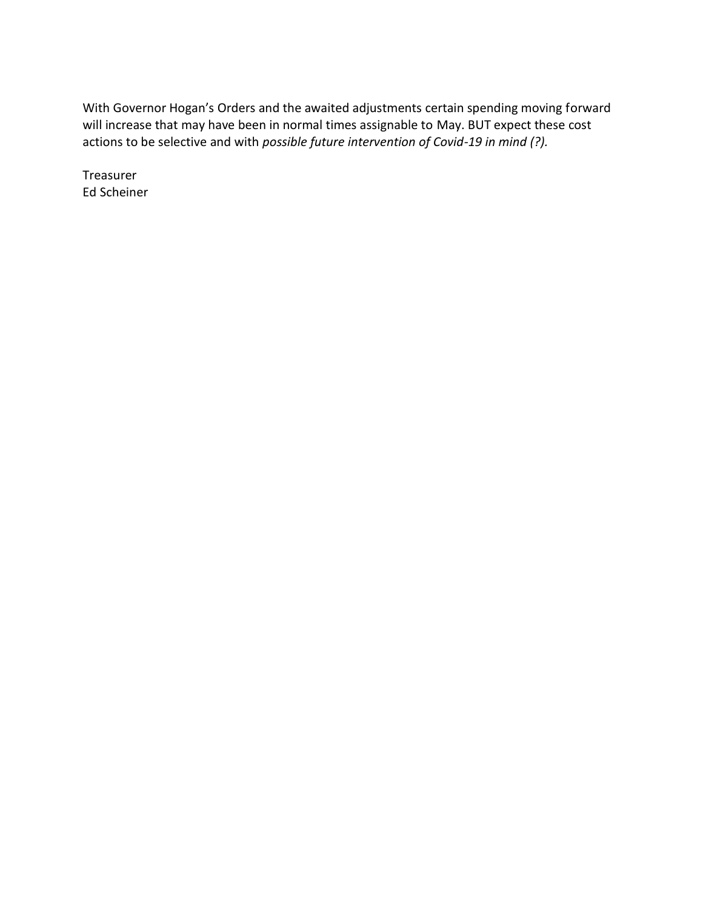With Governor Hogan's Orders and the awaited adjustments certain spending moving forward will increase that may have been in normal times assignable to May. BUT expect these cost actions to be selective and with *possible future intervention of Covid-19 in mind (?).*

Treasurer
Ed Scheiner